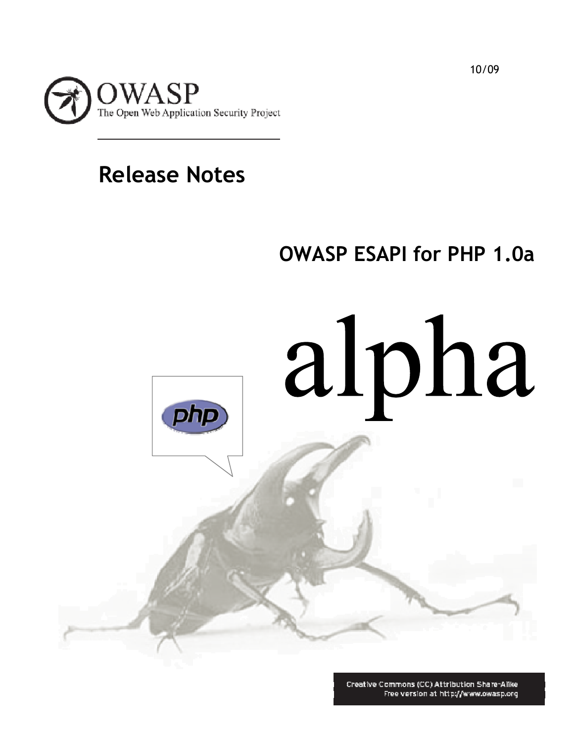10/09

OWASP
The Open Web Application Security Project

# Release Notes

## OWASP ESAPI for PHP 1.0a

alpha

Creative Commons (CC) Attribution Share-Alike
Free version at http://www.owasp.org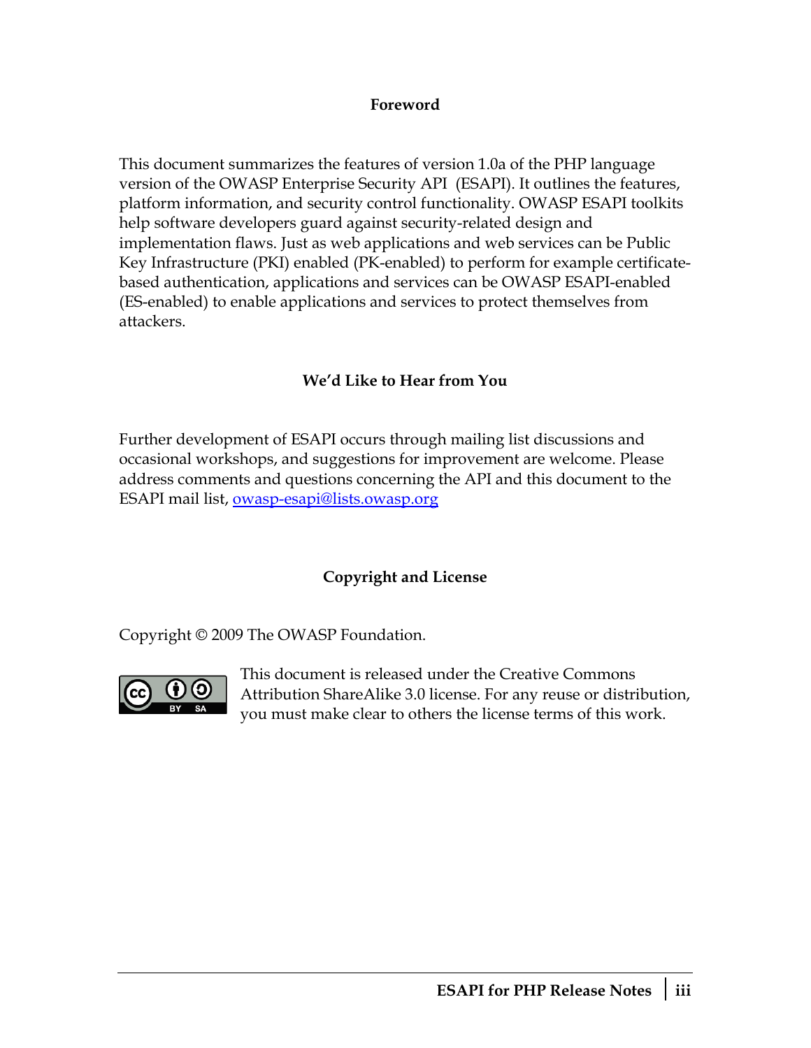## Foreword

This document summarizes the features of version 1.0a of the PHP language version of the OWASP Enterprise Security API (ESAPI). It outlines the features, platform information, and security control functionality. OWASP ESAPI toolkits help software developers guard against security-related design and implementation flaws. Just as web applications and web services can be Public Key Infrastructure (PKI) enabled (PK-enabled) to perform for example certificate-based authentication, applications and services can be OWASP ESAPI-enabled (ES-enabled) to enable applications and services to protect themselves from attackers.

## We'd Like to Hear from You

Further development of ESAPI occurs through mailing list discussions and occasional workshops, and suggestions for improvement are welcome. Please address comments and questions concerning the API and this document to the ESAPI mail list, [owasp-esapi@lists.owasp.org](mailto:owasp-esapi@lists.owasp.org)

## Copyright and License

Copyright © 2009 The OWASP Foundation.

This document is released under the Creative Commons Attribution ShareAlike 3.0 license. For any reuse or distribution, you must make clear to others the license terms of this work.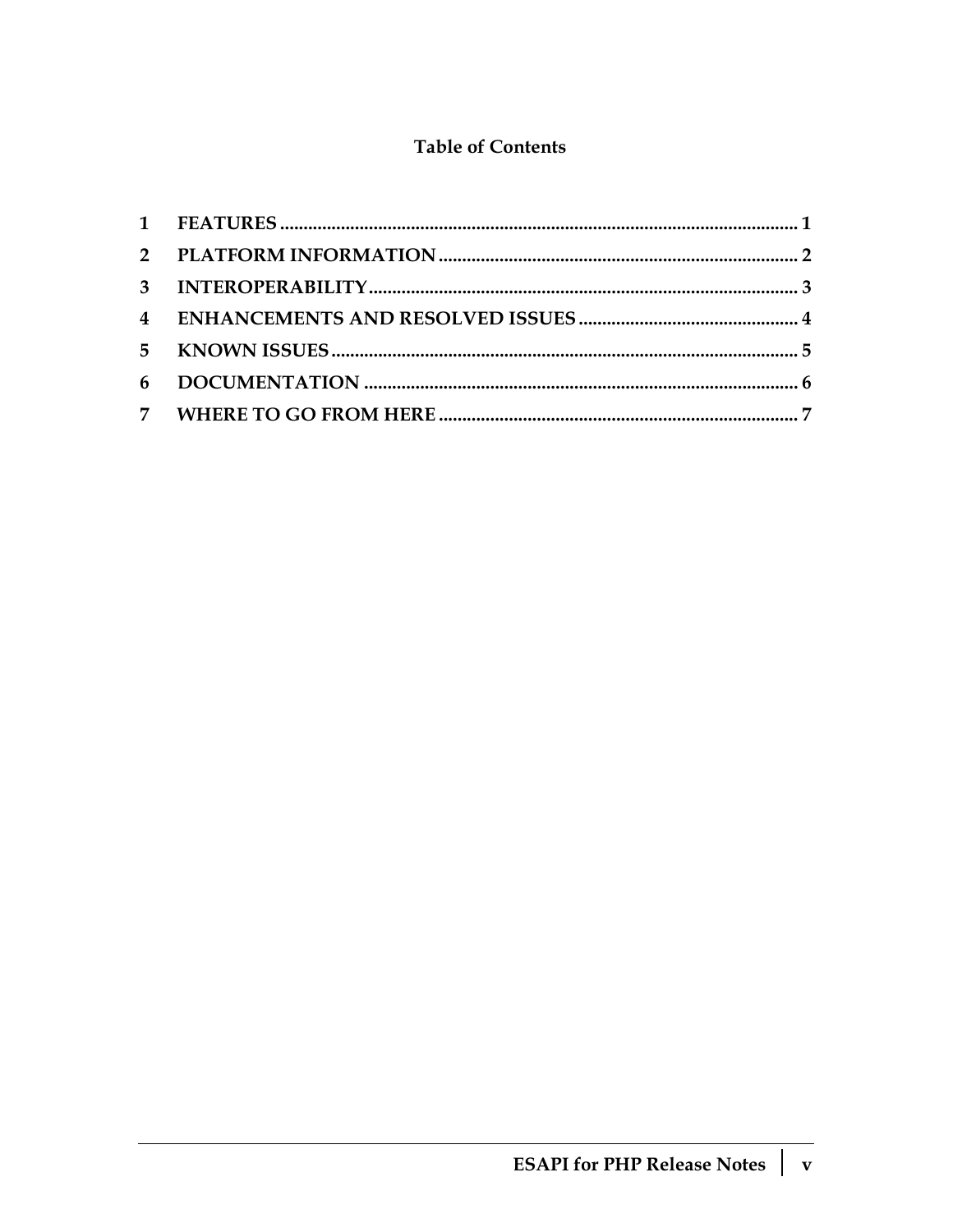# Table of Contents

1 FEATURES ............................................................................................................. 1

2 PLATFORM INFORMATION ............................................................................ 2

3 INTEROPERABILITY........................................................................................... 3

4 ENHANCEMENTS AND RESOLVED ISSUES ............................................... 4

5 KNOWN ISSUES.................................................................................................... 5

6 DOCUMENTATION ............................................................................................ 6

7 WHERE TO GO FROM HERE ............................................................................ 7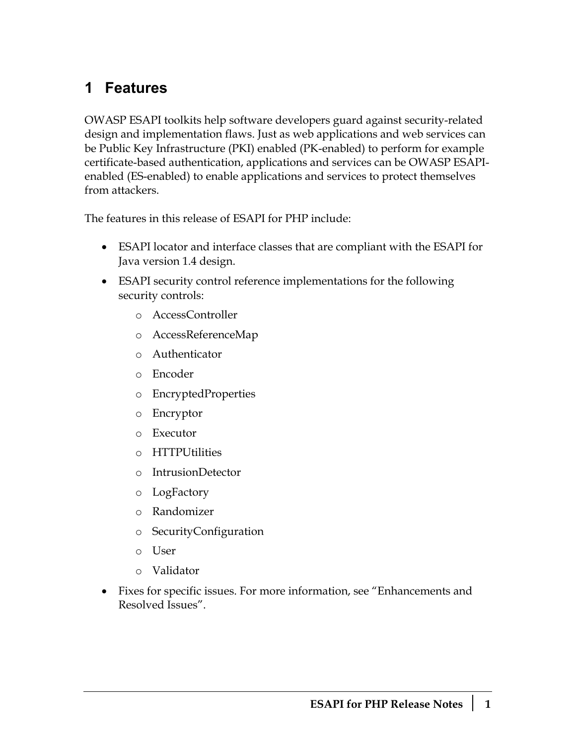# 1 Features

OWASP ESAPI toolkits help software developers guard against security-related design and implementation flaws. Just as web applications and web services can be Public Key Infrastructure (PKI) enabled (PK-enabled) to perform for example certificate-based authentication, applications and services can be OWASP ESAPI-enabled (ES-enabled) to enable applications and services to protect themselves from attackers.

The features in this release of ESAPI for PHP include:

- ESAPI locator and interface classes that are compliant with the ESAPI for Java version 1.4 design.
- ESAPI security control reference implementations for the following security controls:
  - AccessController
  - AccessReferenceMap
  - Authenticator
  - Encoder
  - EncryptedProperties
  - Encryptor
  - Executor
  - HTTPUtilities
  - IntrusionDetector
  - LogFactory
  - Randomizer
  - SecurityConfiguration
  - User
  - Validator
- Fixes for specific issues. For more information, see "Enhancements and Resolved Issues".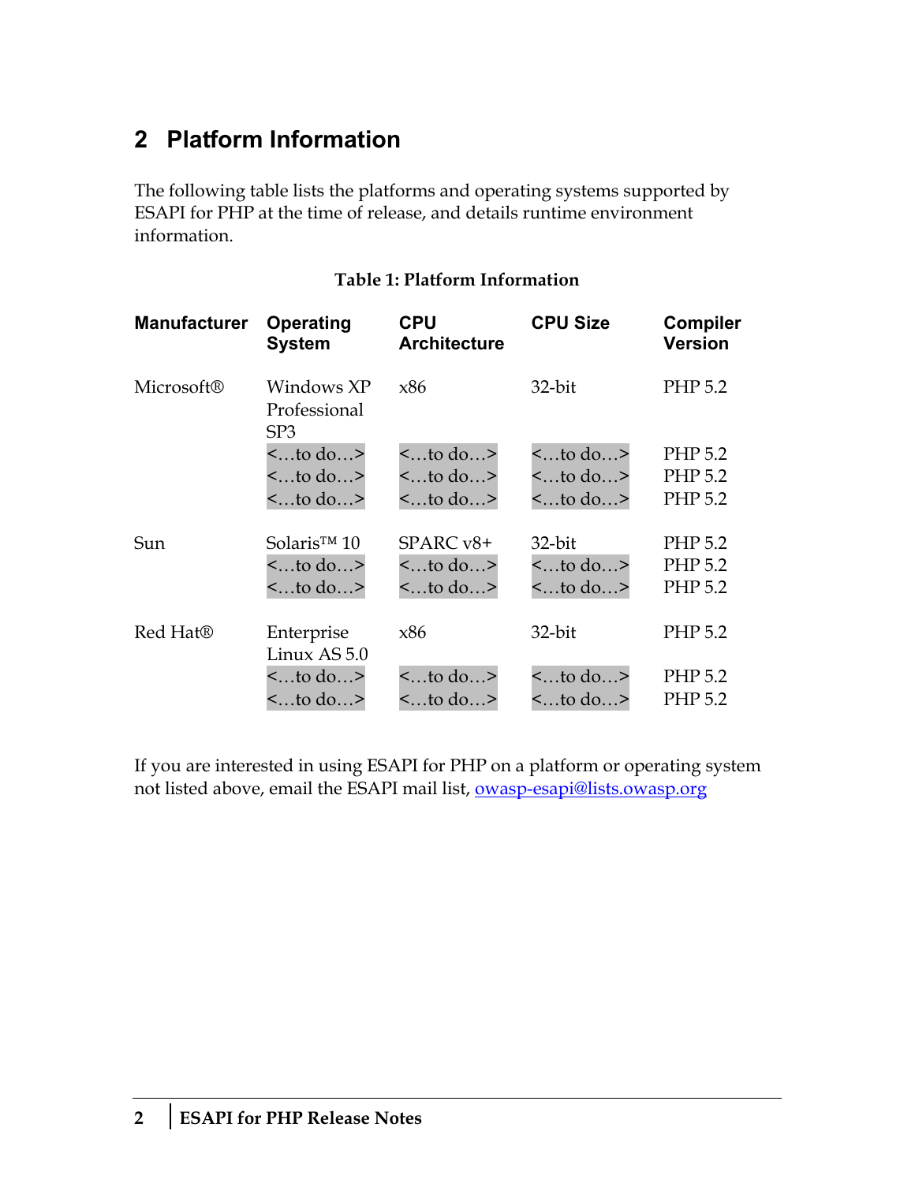## 2 Platform Information

The following table lists the platforms and operating systems supported by ESAPI for PHP at the time of release, and details runtime environment information.

**Table 1: Platform Information**

| Manufacturer | Operating System | CPU Architecture | CPU Size | Compiler Version |
|---|---|---|---|---|
| Microsoft® | Windows XP Professional SP3 | x86 | 32-bit | PHP 5.2 |
| | <…to do…> | <…to do…> | <…to do…> | PHP 5.2 |
| | <…to do…> | <…to do…> | <…to do…> | PHP 5.2 |
| | <…to do…> | <…to do…> | <…to do…> | PHP 5.2 |
| Sun | Solaris™ 10 | SPARC v8+ | 32-bit | PHP 5.2 |
| | <…to do…> | <…to do…> | <…to do…> | PHP 5.2 |
| | <…to do…> | <…to do…> | <…to do…> | PHP 5.2 |
| Red Hat® | Enterprise Linux AS 5.0 | x86 | 32-bit | PHP 5.2 |
| | <…to do…> | <…to do…> | <…to do…> | PHP 5.2 |
| | <…to do…> | <…to do…> | <…to do…> | PHP 5.2 |

If you are interested in using ESAPI for PHP on a platform or operating system not listed above, email the ESAPI mail list, owasp-esapi@lists.owasp.org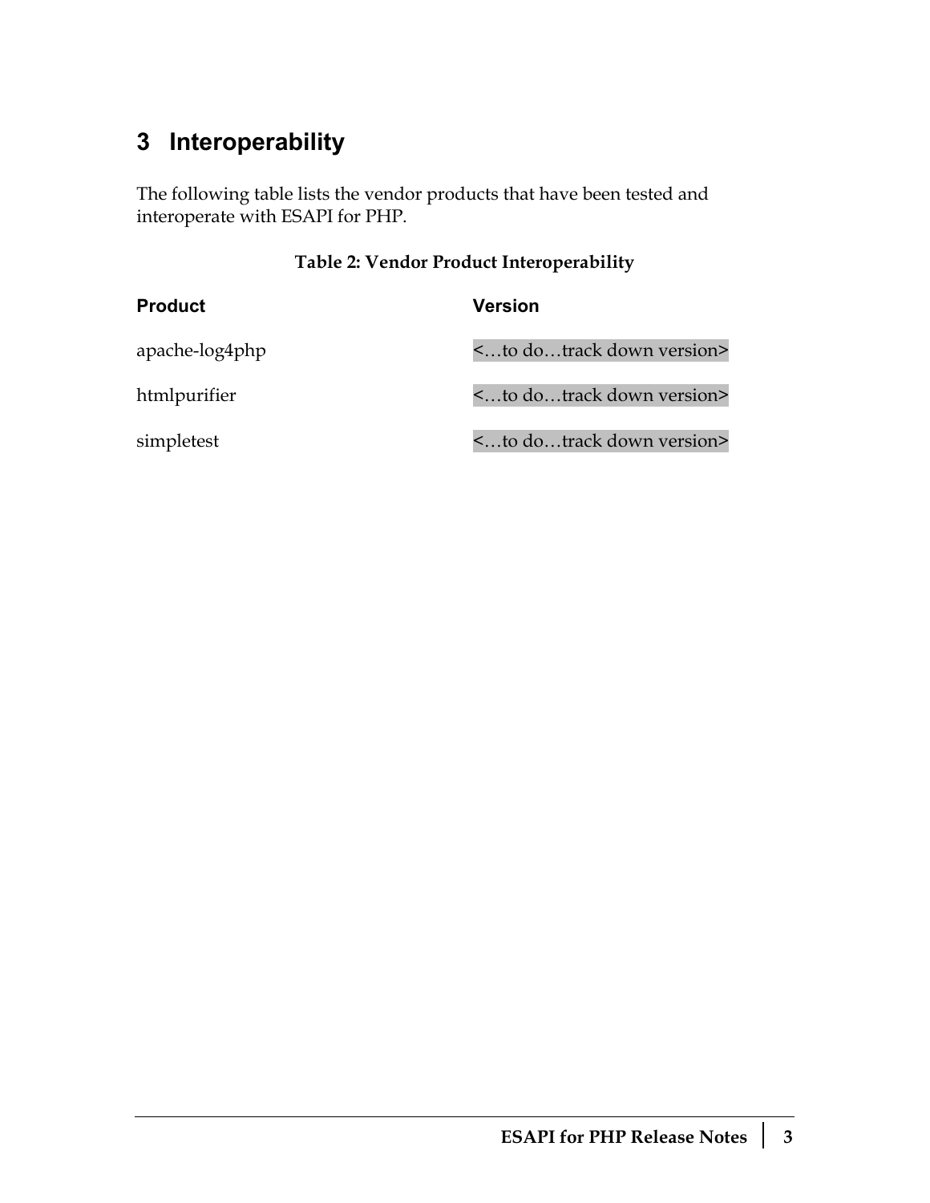# 3 Interoperability

The following table lists the vendor products that have been tested and interoperate with ESAPI for PHP.

**Table 2: Vendor Product Interoperability**

| Product | Version |
|---|---|
| apache-log4php | <…to do…track down version> |
| htmlpurifier | <…to do…track down version> |
| simpletest | <…to do…track down version> |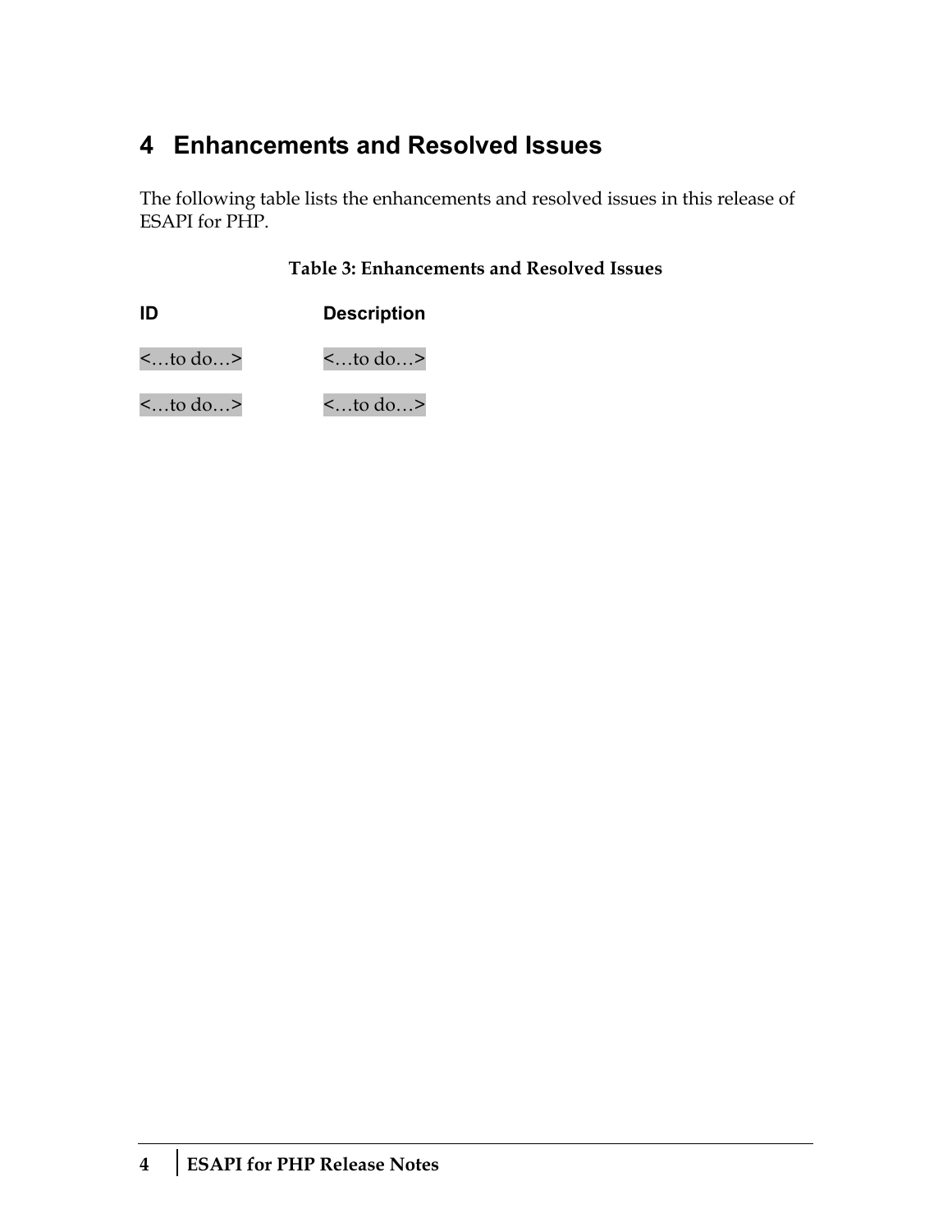# 4 Enhancements and Resolved Issues

The following table lists the enhancements and resolved issues in this release of ESAPI for PHP.

**Table 3: Enhancements and Resolved Issues**

| ID | Description |
|---|---|
| <…to do…> | <…to do…> |
| <…to do…> | <…to do…> |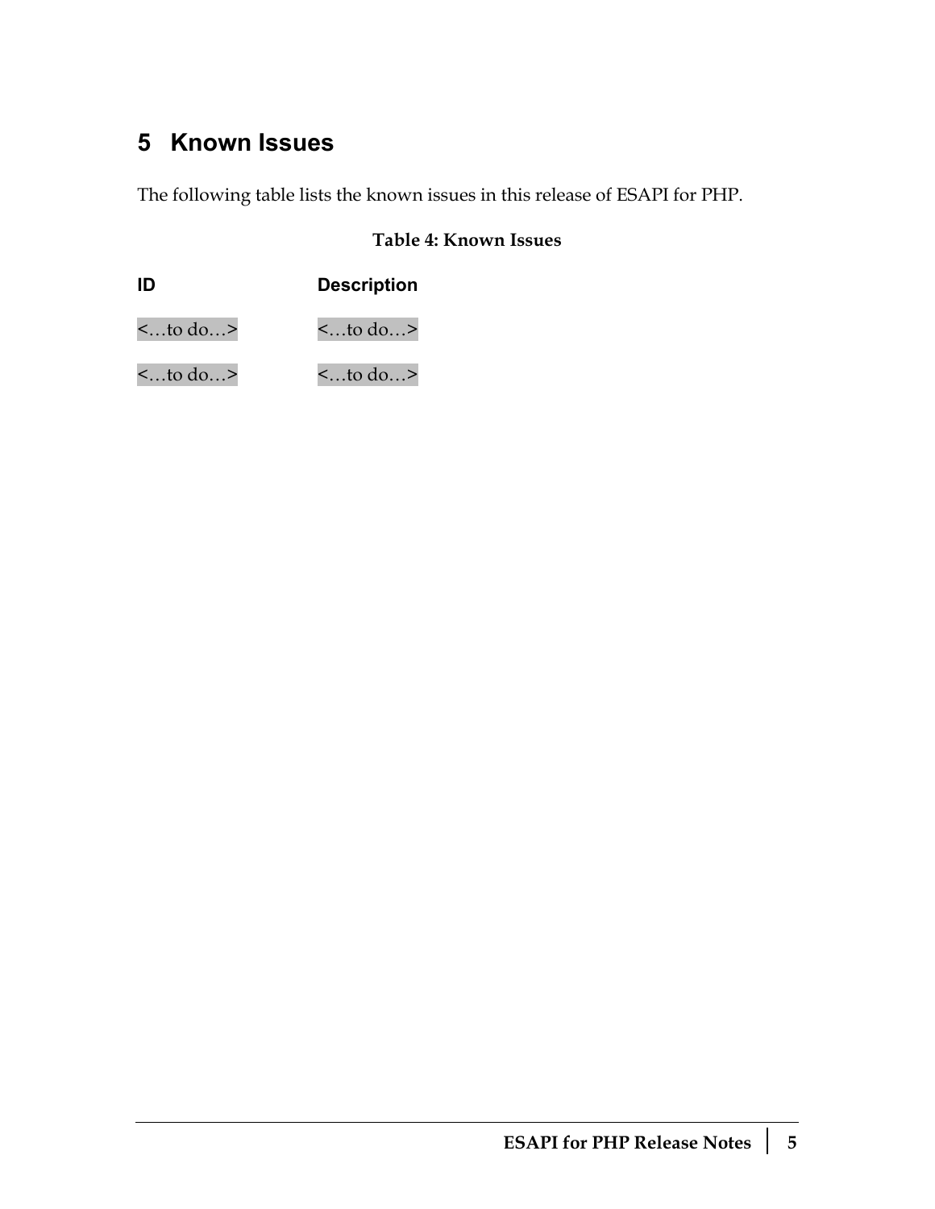# 5 Known Issues

The following table lists the known issues in this release of ESAPI for PHP.

**Table 4: Known Issues**

| ID | Description |
| --- | --- |
| <…to do…> | <…to do…> |
| <…to do…> | <…to do…> |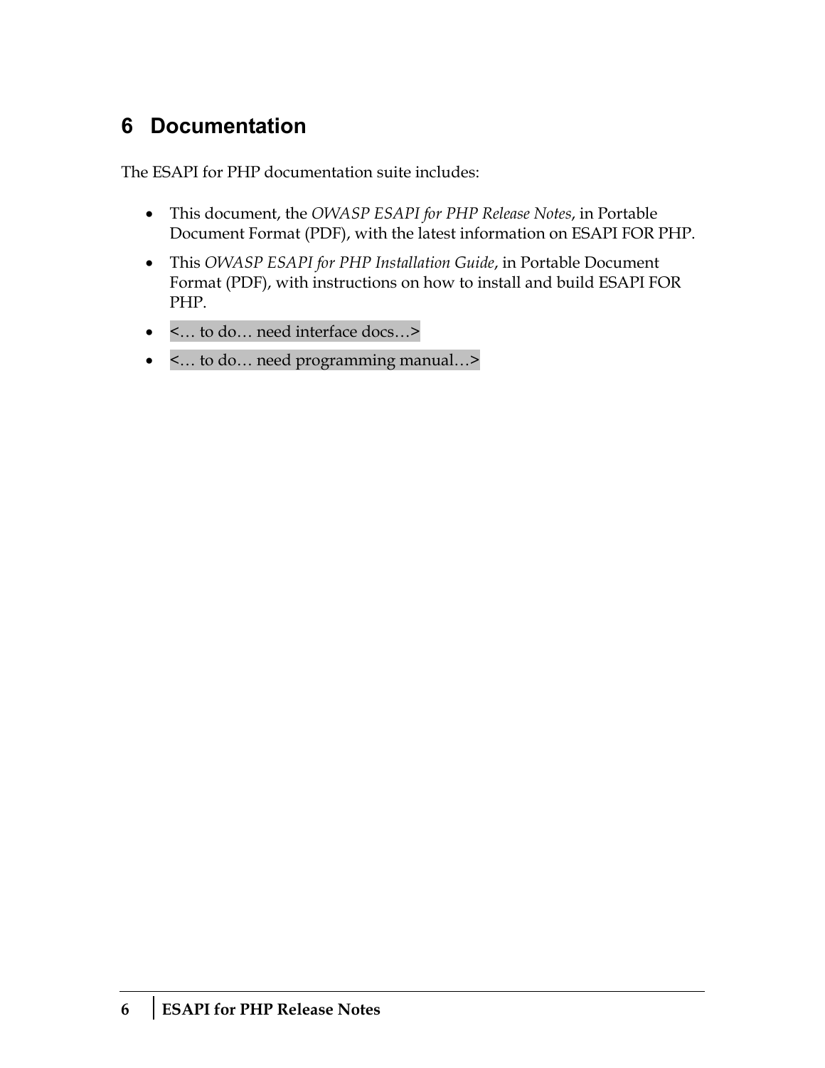# 6 Documentation

The ESAPI for PHP documentation suite includes:

- This document, the *OWASP ESAPI for PHP Release Notes*, in Portable Document Format (PDF), with the latest information on ESAPI FOR PHP.
- This *OWASP ESAPI for PHP Installation Guide*, in Portable Document Format (PDF), with instructions on how to install and build ESAPI FOR PHP.
- <… to do… need interface docs…>
- <… to do… need programming manual…>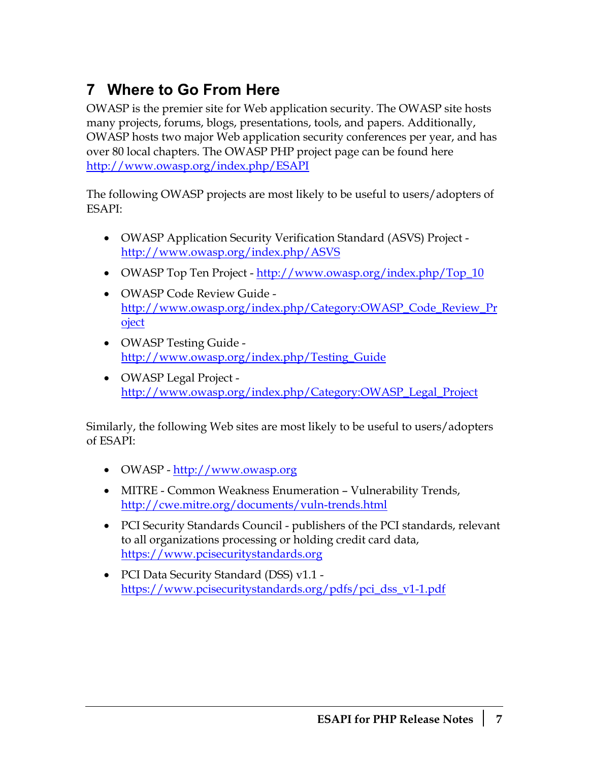# 7 Where to Go From Here

OWASP is the premier site for Web application security. The OWASP site hosts many projects, forums, blogs, presentations, tools, and papers. Additionally, OWASP hosts two major Web application security conferences per year, and has over 80 local chapters. The OWASP PHP project page can be found here http://www.owasp.org/index.php/ESAPI

The following OWASP projects are most likely to be useful to users/adopters of ESAPI:

- OWASP Application Security Verification Standard (ASVS) Project - http://www.owasp.org/index.php/ASVS
- OWASP Top Ten Project - http://www.owasp.org/index.php/Top_10
- OWASP Code Review Guide - http://www.owasp.org/index.php/Category:OWASP_Code_Review_Project
- OWASP Testing Guide - http://www.owasp.org/index.php/Testing_Guide
- OWASP Legal Project - http://www.owasp.org/index.php/Category:OWASP_Legal_Project

Similarly, the following Web sites are most likely to be useful to users/adopters of ESAPI:

- OWASP - http://www.owasp.org
- MITRE - Common Weakness Enumeration – Vulnerability Trends, http://cwe.mitre.org/documents/vuln-trends.html
- PCI Security Standards Council - publishers of the PCI standards, relevant to all organizations processing or holding credit card data, https://www.pcisecuritystandards.org
- PCI Data Security Standard (DSS) v1.1 - https://www.pcisecuritystandards.org/pdfs/pci_dss_v1-1.pdf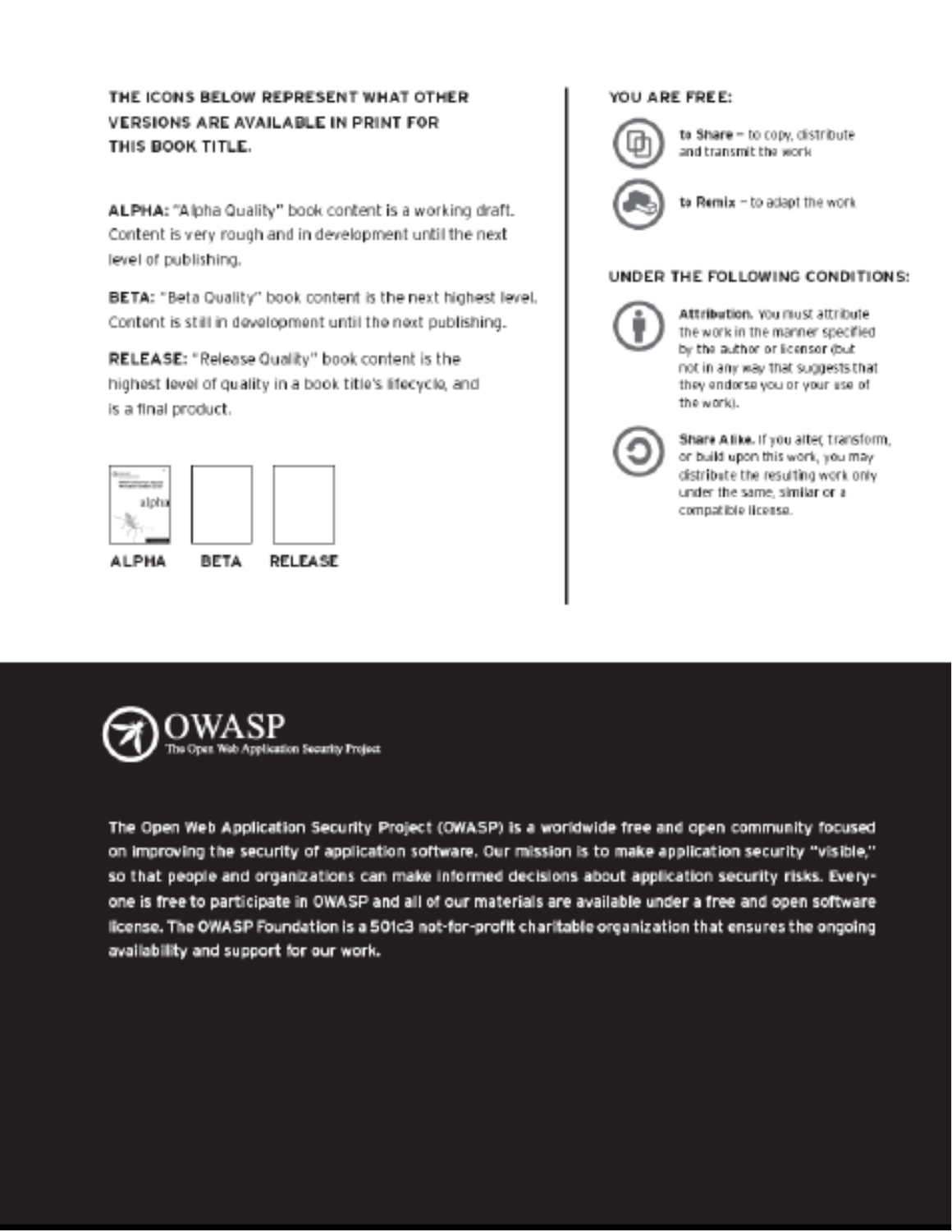**THE ICONS BELOW REPRESENT WHAT OTHER VERSIONS ARE AVAILABLE IN PRINT FOR THIS BOOK TITLE.**

**ALPHA:** "Alpha Quality" book content is a working draft. Content is very rough and in development until the next level of publishing.

**BETA:** "Beta Quality" book content is the next highest level. Content is still in development until the next publishing.

**RELEASE:** "Release Quality" book content is the highest level of quality in a book title's lifecycle, and is a final product.

ALPHA BETA RELEASE

**YOU ARE FREE:**

**to Share** – to copy, distribute and transmit the work

**to Remix** – to adapt the work

**UNDER THE FOLLOWING CONDITIONS:**

**Attribution.** You must attribute the work in the manner specified by the author or licensor (but not in any way that suggests that they endorse you or your use of the work).

**Share Alike.** If you alter, transform, or build upon this work, you may distribute the resulting work only under the same, similar or a compatible license.

OWASP
The Open Web Application Security Project

The Open Web Application Security Project (OWASP) is a worldwide free and open community focused on improving the security of application software. Our mission is to make application security "visible," so that people and organizations can make informed decisions about application security risks. Everyone is free to participate in OWASP and all of our materials are available under a free and open software license. The OWASP Foundation is a 501c3 not-for-profit charitable organization that ensures the ongoing availability and support for our work.